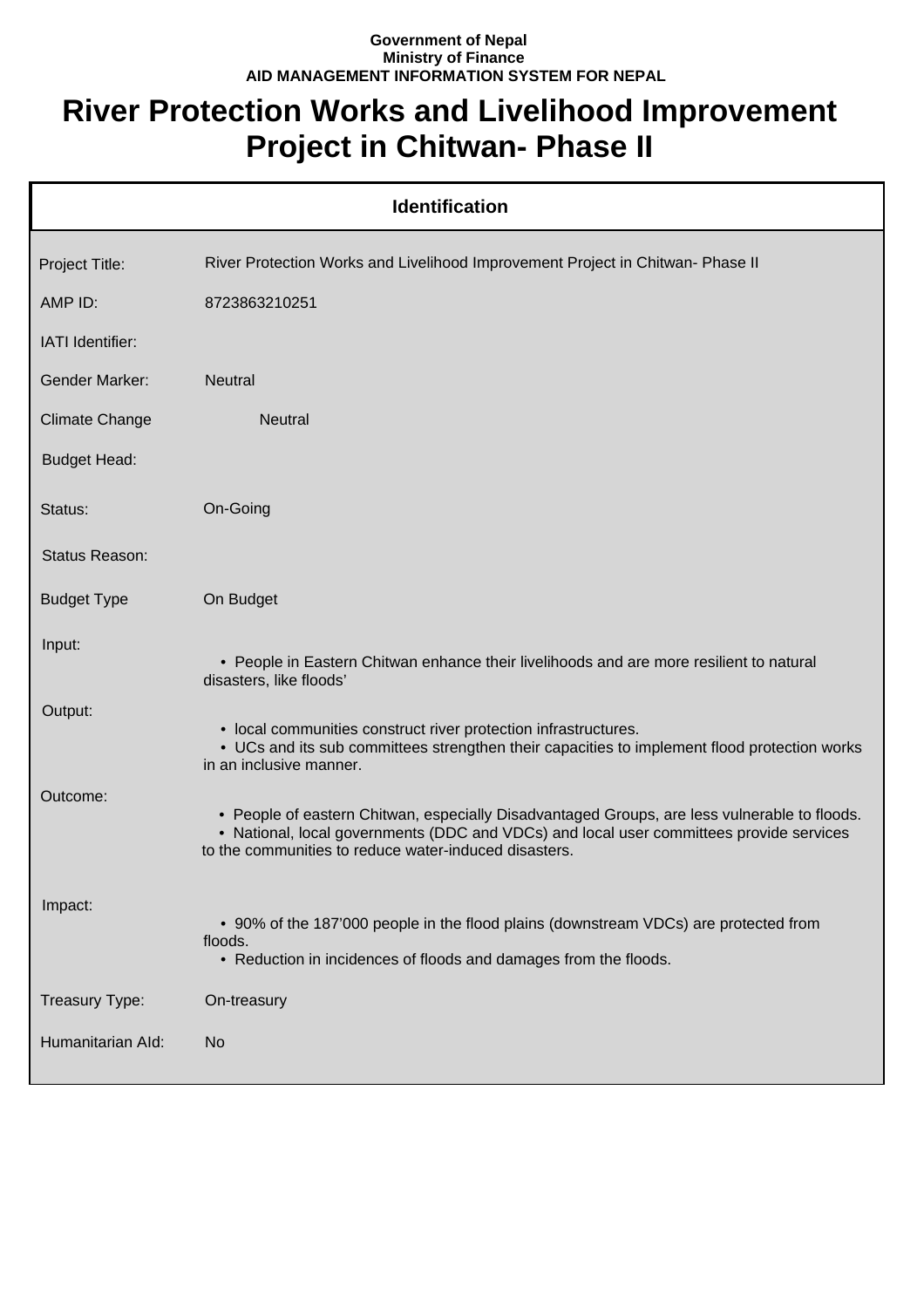**Government of Nepal**
**Ministry of Finance**
**AID MANAGEMENT INFORMATION SYSTEM FOR NEPAL**

# River Protection Works and Livelihood Improvement Project in Chitwan- Phase II

## Identification

| | |
|---|---|
| Project Title: | River Protection Works and Livelihood Improvement Project in Chitwan- Phase II |
| AMP ID: | 8723863210251 |
| IATI Identifier: | |
| Gender Marker: | Neutral |
| Climate Change | Neutral |
| Budget Head: | |
| Status: | On-Going |
| Status Reason: | |
| Budget Type | On Budget |
| Input: | • People in Eastern Chitwan enhance their livelihoods and are more resilient to natural disasters, like floods’ |
| Output: | • local communities construct river protection infrastructures.<br>• UCs and its sub committees strengthen their capacities to implement flood protection works in an inclusive manner. |
| Outcome: | • People of eastern Chitwan, especially Disadvantaged Groups, are less vulnerable to floods.<br>• National, local governments (DDC and VDCs) and local user committees provide services to the communities to reduce water-induced disasters. |
| Impact: | • 90% of the 187’000 people in the flood plains (downstream VDCs) are protected from floods.<br>• Reduction in incidences of floods and damages from the floods. |
| Treasury Type: | On-treasury |
| Humanitarian AId: | No |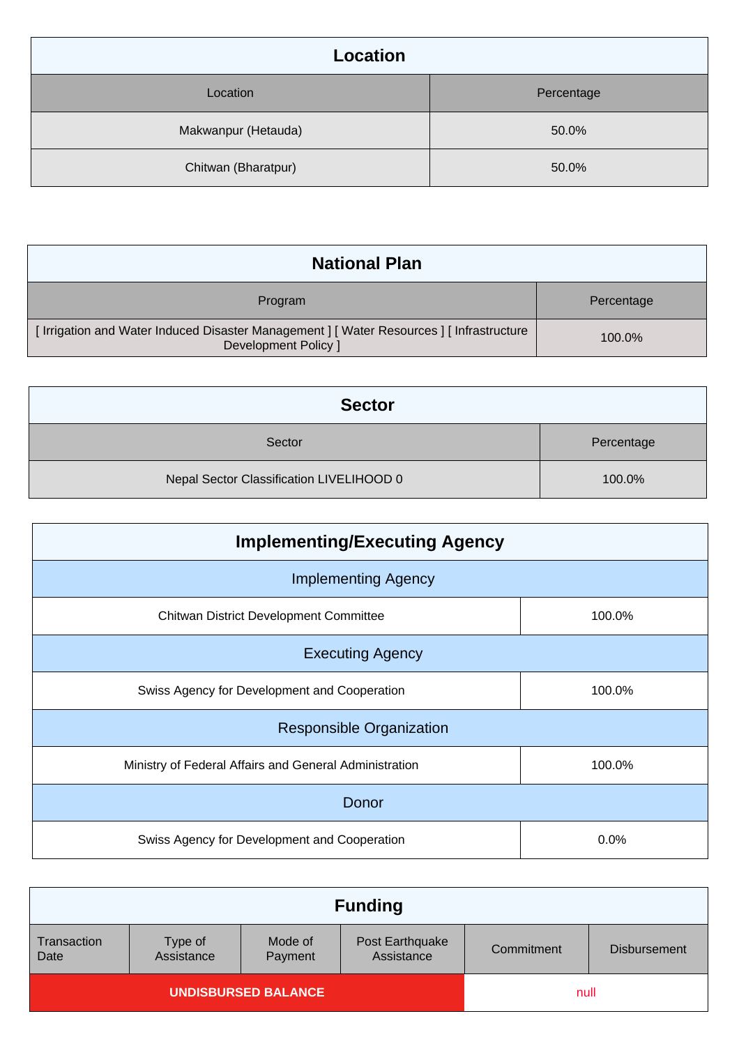| Location | |
|---|---|
| Location | Percentage |
| Makwanpur (Hetauda) | 50.0% |
| Chitwan (Bharatpur) | 50.0% |

| National Plan | |
|---|---|
| Program | Percentage |
| [ Irrigation and Water Induced Disaster Management ] [ Water Resources ] [ Infrastructure Development Policy ] | 100.0% |

| Sector | |
|---|---|
| Sector | Percentage |
| Nepal Sector Classification LIVELIHOOD 0 | 100.0% |

| Implementing/Executing Agency | |
|---|---|
| Implementing Agency | |
| Chitwan District Development Committee | 100.0% |
| Executing Agency | |
| Swiss Agency for Development and Cooperation | 100.0% |
| Responsible Organization | |
| Ministry of Federal Affairs and General Administration | 100.0% |
| Donor | |
| Swiss Agency for Development and Cooperation | 0.0% |

| Funding | | | | | |
|---|---|---|---|---|---|
| Transaction Date | Type of Assistance | Mode of Payment | Post Earthquake Assistance | Commitment | Disbursement |
| UNDISBURSED BALANCE | | | | null | |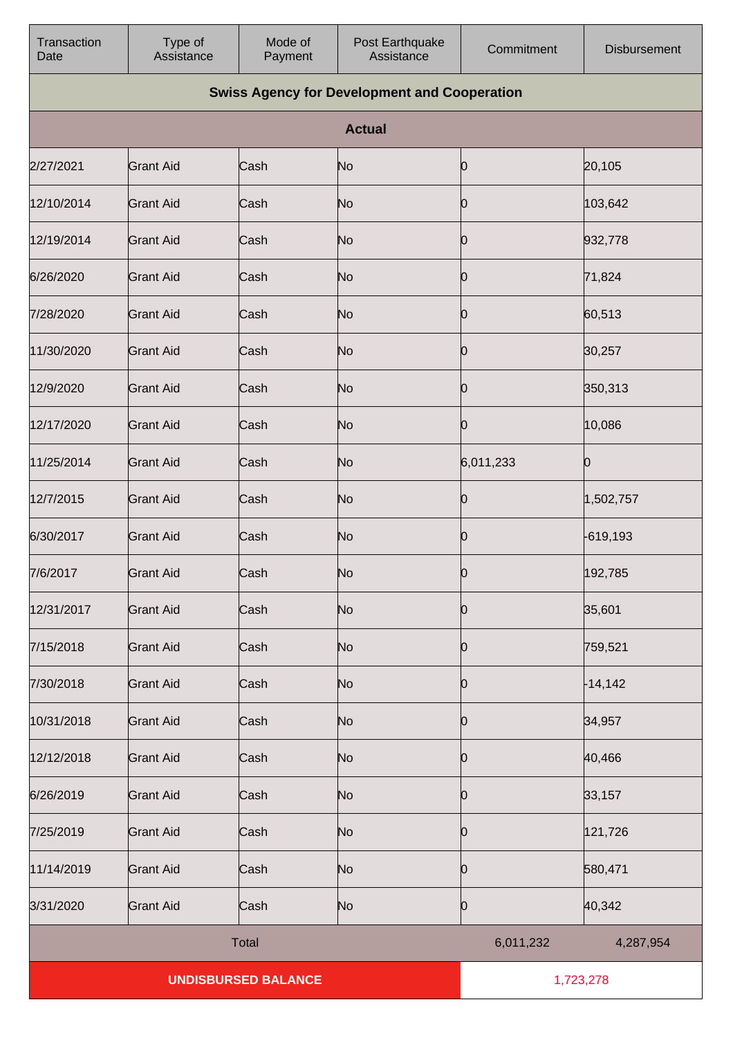| Transaction Date | Type of Assistance | Mode of Payment | Post Earthquake Assistance | Commitment | Disbursement |
|---|---|---|---|---|---|
| **Swiss Agency for Development and Cooperation** | | | | | |
| **Actual** | | | | | |
| 2/27/2021 | Grant Aid | Cash | No | 0 | 20,105 |
| 12/10/2014 | Grant Aid | Cash | No | 0 | 103,642 |
| 12/19/2014 | Grant Aid | Cash | No | 0 | 932,778 |
| 6/26/2020 | Grant Aid | Cash | No | 0 | 71,824 |
| 7/28/2020 | Grant Aid | Cash | No | 0 | 60,513 |
| 11/30/2020 | Grant Aid | Cash | No | 0 | 30,257 |
| 12/9/2020 | Grant Aid | Cash | No | 0 | 350,313 |
| 12/17/2020 | Grant Aid | Cash | No | 0 | 10,086 |
| 11/25/2014 | Grant Aid | Cash | No | 6,011,233 | 0 |
| 12/7/2015 | Grant Aid | Cash | No | 0 | 1,502,757 |
| 6/30/2017 | Grant Aid | Cash | No | 0 | -619,193 |
| 7/6/2017 | Grant Aid | Cash | No | 0 | 192,785 |
| 12/31/2017 | Grant Aid | Cash | No | 0 | 35,601 |
| 7/15/2018 | Grant Aid | Cash | No | 0 | 759,521 |
| 7/30/2018 | Grant Aid | Cash | No | 0 | -14,142 |
| 10/31/2018 | Grant Aid | Cash | No | 0 | 34,957 |
| 12/12/2018 | Grant Aid | Cash | No | 0 | 40,466 |
| 6/26/2019 | Grant Aid | Cash | No | 0 | 33,157 |
| 7/25/2019 | Grant Aid | Cash | No | 0 | 121,726 |
| 11/14/2019 | Grant Aid | Cash | No | 0 | 580,471 |
| 3/31/2020 | Grant Aid | Cash | No | 0 | 40,342 |
| Total | | | | 6,011,232 | 4,287,954 |
| **UNDISBURSED BALANCE** | | | | 1,723,278 | |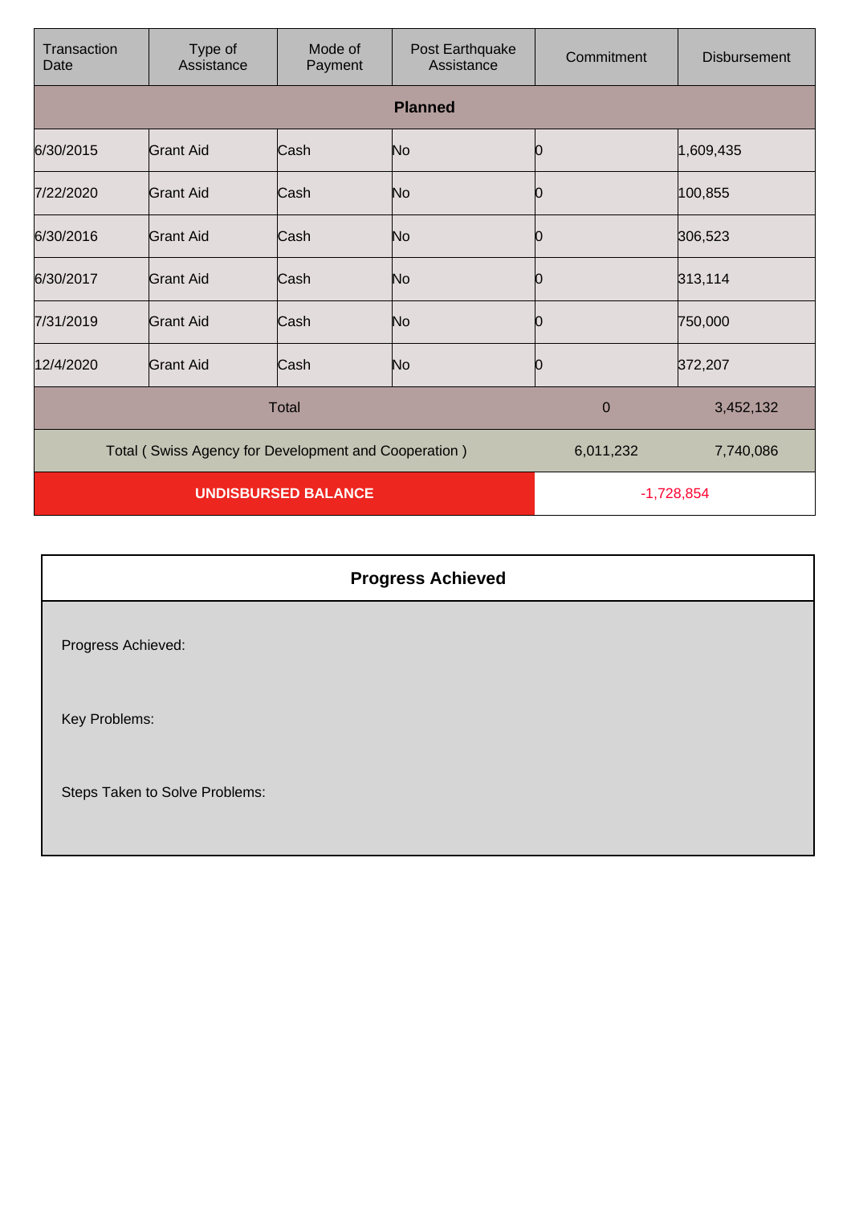| Transaction Date | Type of Assistance | Mode of Payment | Post Earthquake Assistance | Commitment | Disbursement |
|---|---|---|---|---|---|
| **Planned** | | | | | |
| 6/30/2015 | Grant Aid | Cash | No | 0 | 1,609,435 |
| 7/22/2020 | Grant Aid | Cash | No | 0 | 100,855 |
| 6/30/2016 | Grant Aid | Cash | No | 0 | 306,523 |
| 6/30/2017 | Grant Aid | Cash | No | 0 | 313,114 |
| 7/31/2019 | Grant Aid | Cash | No | 0 | 750,000 |
| 12/4/2020 | Grant Aid | Cash | No | 0 | 372,207 |
| Total | | | | 0 | 3,452,132 |
| Total ( Swiss Agency for Development and Cooperation ) | | | | 6,011,232 | 7,740,086 |
| **UNDISBURSED BALANCE** | | | | -1,728,854 | |

## Progress Achieved

Progress Achieved:

Key Problems:

Steps Taken to Solve Problems: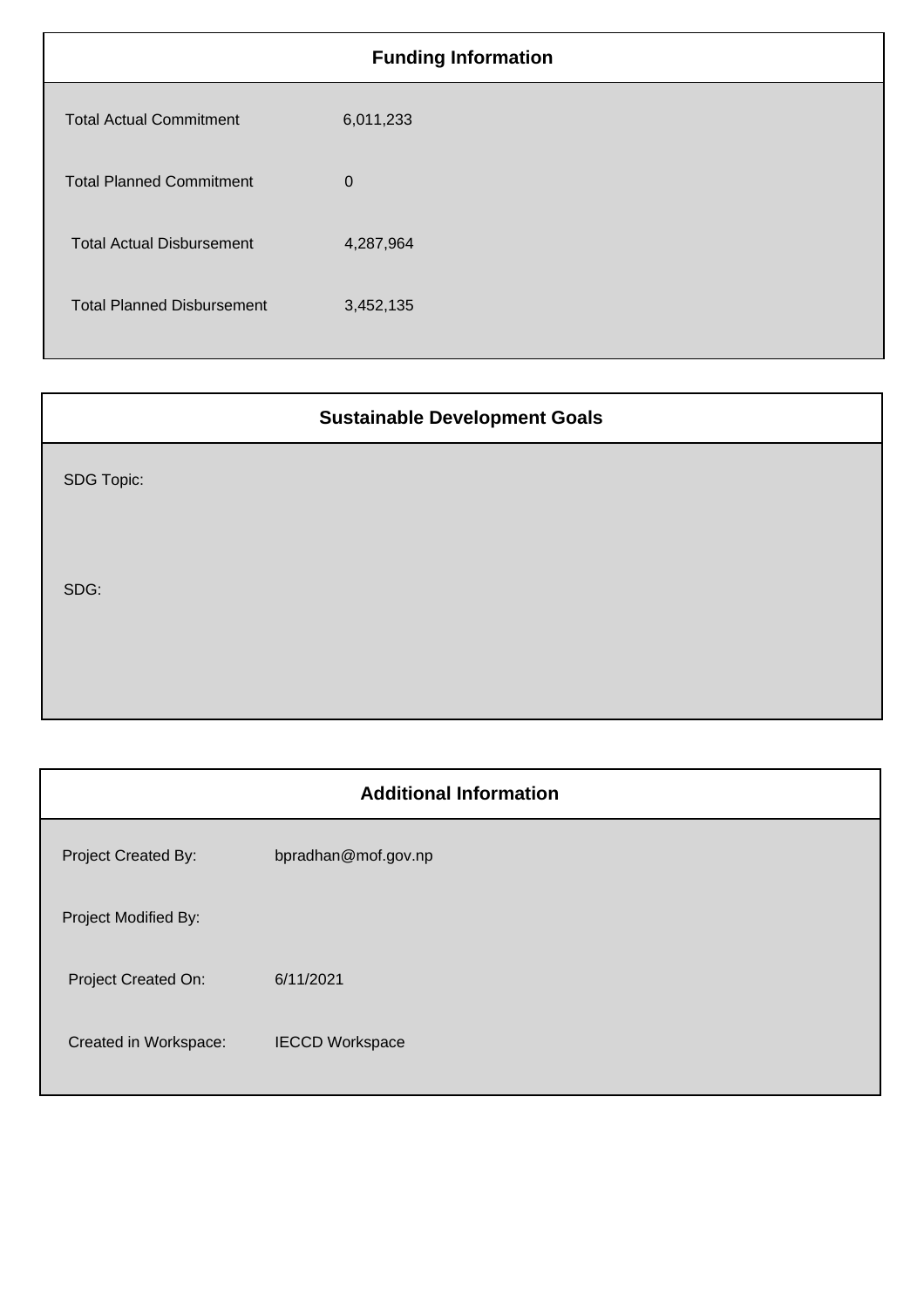## Funding Information

| | |
|---|---|
| Total Actual Commitment | 6,011,233 |
| Total Planned Commitment | 0 |
| Total Actual Disbursement | 4,287,964 |
| Total Planned Disbursement | 3,452,135 |

## Sustainable Development Goals

SDG Topic:

SDG:

## Additional Information

| | |
|---|---|
| Project Created By: | bpradhan@mof.gov.np |
| Project Modified By: | |
| Project Created On: | 6/11/2021 |
| Created in Workspace: | IECCD Workspace |